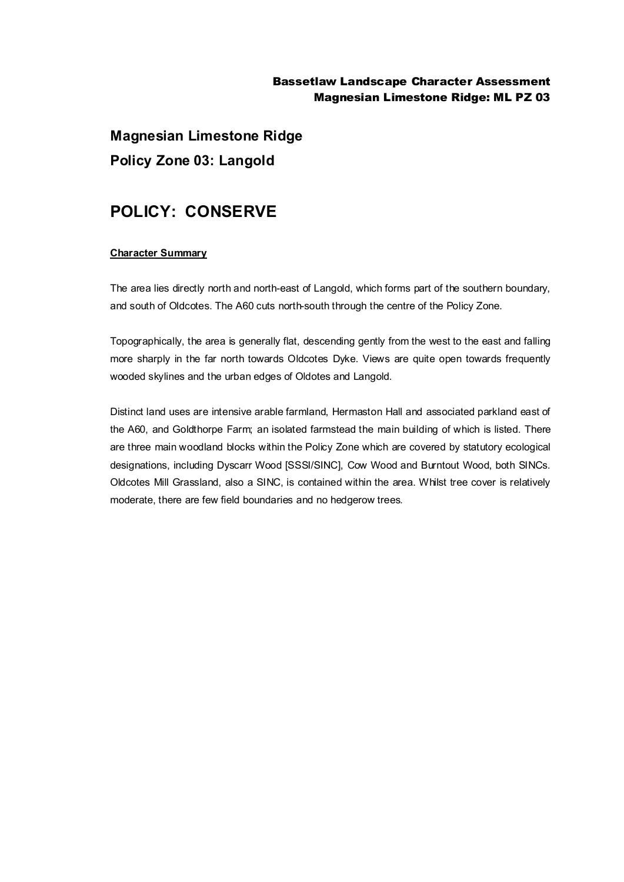## Magnesian Limestone Ridge
## Policy Zone 03: Langold

# POLICY: CONSERVE

**Character Summary**

The area lies directly north and north-east of Langold, which forms part of the southern boundary, and south of Oldcotes. The A60 cuts north-south through the centre of the Policy Zone.

Topographically, the area is generally flat, descending gently from the west to the east and falling more sharply in the far north towards Oldcotes Dyke. Views are quite open towards frequently wooded skylines and the urban edges of Oldotes and Langold.

Distinct land uses are intensive arable farmland, Hermaston Hall and associated parkland east of the A60, and Goldthorpe Farm; an isolated farmstead the main building of which is listed. There are three main woodland blocks within the Policy Zone which are covered by statutory ecological designations, including Dyscarr Wood [SSSI/SINC], Cow Wood and Burntout Wood, both SINCs. Oldcotes Mill Grassland, also a SINC, is contained within the area. Whilst tree cover is relatively moderate, there are few field boundaries and no hedgerow trees.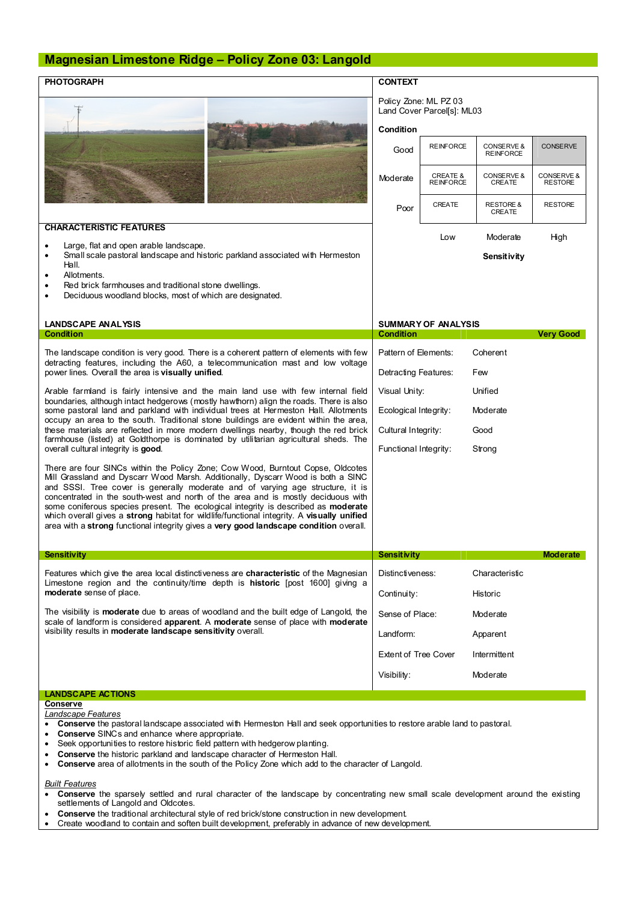## Magnesian Limestone Ridge – Policy Zone 03: Langold

### PHOTOGRAPH

### CONTEXT

Policy Zone: ML PZ 03
Land Cover Parcel[s]: ML03

**Condition**

| | | | |
|---|---|---|---|
| Good | REINFORCE | CONSERVE & REINFORCE | CONSERVE |
| Moderate | CREATE & REINFORCE | CONSERVE & CREATE | CONSERVE & RESTORE |
| Poor | CREATE | RESTORE & CREATE | RESTORE |
| | Low | Moderate | High |

**Sensitivity**

### CHARACTERISTIC FEATURES

- Large, flat and open arable landscape.
- Small scale pastoral landscape and historic parkland associated with Hermeston Hall.
- Allotments.
- Red brick farmhouses and traditional stone dwellings.
- Deciduous woodland blocks, most of which are designated.

### LANDSCAPE ANALYSIS

**Condition**

The landscape condition is very good. There is a coherent pattern of elements with few detracting features, including the A60, a telecommunication mast and low voltage power lines. Overall the area is **visually unified**.

Arable farmland is fairly intensive and the main land use with few internal field boundaries, although intact hedgerows (mostly hawthorn) align the roads. There is also some pastoral land and parkland with individual trees at Hermeston Hall. Allotments occupy an area to the south. Traditional stone buildings are evident within the area, these materials are reflected in more modern dwellings nearby, though the red brick farmhouse (listed) at Goldthorpe is dominated by utilitarian agricultural sheds. The overall cultural integrity is **good**.

There are four SINCs within the Policy Zone; Cow Wood, Burntout Copse, Oldcotes Mill Grassland and Dyscarr Wood Marsh. Additionally, Dyscarr Wood is both a SINC and SSSI. Tree cover is generally moderate and of varying age structure, it is concentrated in the south-west and north of the area and is mostly deciduous with some coniferous species present. The ecological integrity is described as **moderate** which overall gives a **strong** habitat for wildlife/functional integrity. A **visually unified** area with a **strong** functional integrity gives a **very good landscape condition** overall.

### SUMMARY OF ANALYSIS

| Condition | Very Good |
|---|---|
| Pattern of Elements: | Coherent |
| Detracting Features: | Few |
| Visual Unity: | Unified |
| Ecological Integrity: | Moderate |
| Cultural Integrity: | Good |
| Functional Integrity: | Strong |

**Sensitivity**

Features which give the area local distinctiveness are **characteristic** of the Magnesian Limestone region and the continuity/time depth is **historic** [post 1600] giving a **moderate** sense of place.

The visibility is **moderate** due to areas of woodland and the built edge of Langold, the scale of landform is considered **apparent**. A **moderate** sense of place with **moderate** visibility results in **moderate landscape sensitivity** overall.

| Sensitivity | Moderate |
|---|---|
| Distinctiveness: | Characteristic |
| Continuity: | Historic |
| Sense of Place: | Moderate |
| Landform: | Apparent |
| Extent of Tree Cover | Intermittent |
| Visibility: | Moderate |

### LANDSCAPE ACTIONS

**Conserve**

*Landscape Features*

- **Conserve** the pastoral landscape associated with Hermeston Hall and seek opportunities to restore arable land to pastoral.
- **Conserve** SINCs and enhance where appropriate.
- Seek opportunities to restore historic field pattern with hedgerow planting.
- **Conserve** the historic parkland and landscape character of Hermeston Hall.
- **Conserve** area of allotments in the south of the Policy Zone which add to the character of Langold.

*Built Features*

- **Conserve** the sparsely settled and rural character of the landscape by concentrating new small scale development around the existing settlements of Langold and Oldcotes.
- **Conserve** the traditional architectural style of red brick/stone construction in new development.
- Create woodland to contain and soften built development, preferably in advance of new development.